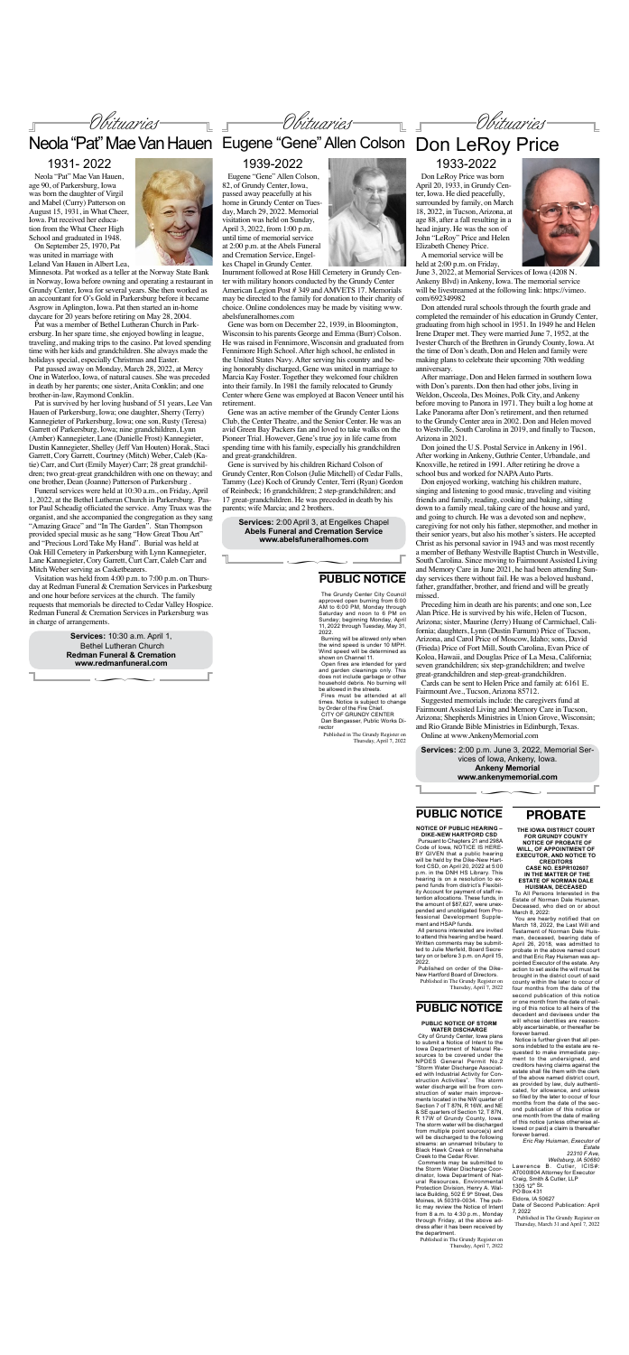*Obituaries*

# Neola "Pat" Mae Van Hauen

## 1931- 2022

Neola "Pat" Mae Van Hauen, age 90, of Parkersburg, Iowa was born the daughter of Virgil and Mabel (Curry) Patterson on August 15, 1931, in What Cheer, Iowa. Pat received her education from the What Cheer High School and graduated in 1948.

On September 25, 1970, Pat was united in marriage with Leland Van Hauen in Albert Lea, Minnesota. Pat worked as a teller at the Norway State Bank in Norway, Iowa before owning and operating a restaurant in Grundy Center, Iowa for several years. She then worked as an accountant for O's Gold in Parkersburg before it became Asgrow in Aplington, Iowa. Pat then started an in-home daycare for 20 years before retiring on May 28, 2004.

Pat was a member of Bethel Lutheran Church in Parkersburg. In her spare time, she enjoyed bowling in league, traveling, and making trips to the casino. Pat loved spending time with her kids and grandchildren. She always made the holidays special, especially Christmas and Easter.

Pat passed away on Monday, March 28, 2022, at Mercy One in Waterloo, Iowa, of natural causes. She was preceded in death by her parents; one sister, Anita Conklin; and one brother-in-law, Raymond Conklin.

Pat is survived by her loving husband of 51 years, Lee Van Hauen of Parkersburg, Iowa; one daughter, Sherry (Terry) Kannegieter of Parkersburg, Iowa; one son, Rusty (Teresa) Garrett of Parkersburg, Iowa; nine grandchildren, Lynn (Amber) Kannegieter, Lane (Danielle Frost) Kannegieter, Dustin Kannegieter, Shelley (Jeff Van Houten) Horak, Staci Garrett, Cory Garrett, Courtney (Mitch) Weber, Caleb (Katie) Carr, and Curt (Emily Mayer) Carr; 28 great grandchildren; two great-great grandchildren with one on the way; and one brother, Dean (Joanne) Patterson of Parkersburg.

Funeral services were held at 10:30 a.m., on Friday, April 1, 2022, at the Bethel Lutheran Church in Parkersburg. Pastor Paul Scheadig officiated the service. Amy Truax was the organist, and she accompanied the congregation as they sang "Amazing Grace" and "In The Garden". Stan Thompson provided special music as he sang "How Great Thou Art" and "Precious Lord Take My Hand". Burial was held at Oak Hill Cemetery in Parkersburg with Lynn Kannegieter, Lane Kannegieter, Cory Garrett, Curt Carr, Caleb Carr and Mitch Weber serving as Casketbearers.

Visitation was held from 4:00 p.m. to 7:00 p.m. on Thursday at Redman Funeral & Cremation Services in Parkesburg and one hour before services at the church. The family requests that memorials be directed to Cedar Valley Hospice. Redman Funeral & Cremation Services in Parkersburg was in charge of arrangements.

**Services:** 10:30 a.m. April 1, Bethel Lutheran Church
**Redman Funeral & Cremation**
**www.redmanfuneral.com**

*Obituaries*

# Eugene "Gene" Allen Colson

## 1939-2022

Eugene "Gene" Allen Colson, 82, of Grundy Center, Iowa, passed away peacefully at his home in Grundy Center on Tuesday, March 29, 2022. Memorial visitation was held on Sunday, April 3, 2022, from 1:00 p.m. until time of memorial service at 2:00 p.m. at the Abels Funeral and Cremation Service, Engelkes Chapel in Grundy Center. Inurnment followed at Rose Hill Cemetery in Grundy Center with military honors conducted by the Grundy Center American Legion Post # 349 and AMVETS 17. Memorials may be directed to the family for donation to their charity of choice. Online condolences may be made by visiting www.abelsfuneralhomes.com

Gene was born on December 22, 1939, in Bloomington, Wisconsin to his parents George and Emma (Burr) Colson. He was raised in Fennimore, Wisconsin and graduated from Fennimore High School. After high school, he enlisted in the United States Navy. After serving his country and being honorably discharged, Gene was united in marriage to Marcia Kay Foster. Together they welcomed four children into their family. In 1981 the family relocated to Grundy Center where Gene was employed at Bacon Veneer until his retirement.

Gene was an active member of the Grundy Center Lions Club, the Center Theatre, and the Senior Center. He was an avid Green Bay Packers fan and loved to take walks on the Pioneer Trail. However, Gene's true joy in life came from spending time with his family, especially his grandchildren and great-grandchildren.

Gene is survived by his children Richard Colson of Grundy Center, Ron Colson (Julie Mitchell) of Cedar Falls, Tammy (Lee) Koch of Grundy Center, Terri (Ryan) Gordon of Reinbeck; 16 grandchildren; 2 step-grandchildren; and 17 great-grandchildren. He was preceded in death by his parents; wife Marcia; and 2 brothers.

**Services:** 2:00 April 3, at Engelkes Chapel
**Abels Funeral and Cremation Service**
**www.abelsfuneralhomes.com**

## PUBLIC NOTICE

The Grundy Center City Council approved open burning from 6:00 AM to 6:00 PM, Monday through Saturday and noon to 6 PM on Sunday, beginning Monday, April 11, 2022 through Tuesday, May 31, 2022.

Burning will be allowed only when the wind speed is under 10 MPH. Wind speed will be determined as shown on Channel 11.

Open fires are intended for yard and garden cleanings only. This does not include garbage or other household debris. No burning will be allowed in the streets.

Fires must be attended at all times. Notice is subject to change by Order of the Fire Chief.

CITY OF GRUNDY CENTER
Dan Bangasser, Public Works Director

Published in The Grundy Register on Thursday, April 7, 2022

*Obituaries*

# Don LeRoy Price

## 1933-2022

Don LeRoy Price was born April 20, 1933, in Grundy Center, Iowa. He died peacefully, surrounded by family, on March 18, 2022, in Tucson, Arizona, at age 88, after a fall resulting in a head injury. He was the son of John "LeRoy" Price and Helen Elizabeth Cheney Price.

A memorial service will be held at 2:00 p.m. on Friday, June 3, 2022, at Memorial Services of Iowa (4208 N. Ankeny Blvd) in Ankeny, Iowa. The memorial service will be livestreamed at the following link: https://vimeo.com/692349982

Don attended rural schools through the fourth grade and completed the remainder of his education in Grundy Center, graduating from high school in 1951. In 1949 he and Helen Irene Draper met. They were married June 7, 1952, at the Ivester Church of the Brethren in Grundy County, Iowa. At the time of Don's death, Don and Helen and family were making plans to celebrate their upcoming 70th wedding anniversary.

After marriage, Don and Helen farmed in southern Iowa with Don's parents. Don then had other jobs, living in Weldon, Osceola, Des Moines, Polk City, and Ankeny before moving to Panora in 1971. They built a log home at Lake Panorama after Don's retirement, and then returned to the Grundy Center area in 2002. Don and Helen moved to Westville, South Carolina in 2019, and finally to Tucson, Arizona in 2021.

Don joined the U.S. Postal Service in Ankeny in 1961. After working in Ankeny, Guthrie Center, Urbandale, and Knoxville, he retired in 1991. After retiring he drove a school bus and worked for NAPA Auto Parts.

Don enjoyed working, watching his children mature, singing and listening to good music, traveling and visiting friends and family, reading, cooking and baking, sitting down to a family meal, taking care of the house and yard, and going to church. He was a devoted son and nephew, caregiving for not only his father, stepmother, and mother in their senior years, but also his mother's sisters. He accepted Christ as his personal savior in 1943 and was most recently a member of Bethany Westville Baptist Church in Westville, South Carolina. Since moving to Fairmount Assisted Living and Memory Care in June 2021, he had been attending Sunday services there without fail. He was a beloved husband, father, grandfather, brother, and friend and will be greatly missed.

Preceding him in death are his parents; and one son, Lee Alan Price. He is survived by his wife, Helen of Tucson, Arizona; sister, Maurine (Jerry) Huang of Carmichael, California; daughters, Lynn (Dustin Farnum) Price of Tucson, Arizona, and Carol Price of Moscow, Idaho; sons, David (Frieda) Price of Fort Mill, South Carolina, Evan Price of Koloa, Hawaii, and Douglas Price of La Mesa, California; seven grandchildren; six step-grandchildren; and twelve great-grandchildren and step-great-grandchildren.

Cards can be sent to Helen Price and family at: 6161 E. Fairmount Ave., Tucson, Arizona 85712.

Suggested memorials include: the caregivers fund at Fairmount Assisted Living and Memory Care in Tucson, Arizona; Shepherds Ministries in Union Grove, Wisconsin; and Rio Grande Bible Ministries in Edinburgh, Texas.

Online at www.AnkenyMemorial.com

**Services:** 2:00 p.m. June 3, 2022, Memorial Services of Iowa, Ankeny, Iowa.
**Ankeny Memorial**
**www.ankenymemorial.com**

## PUBLIC NOTICE

**NOTICE OF PUBLIC HEARING – DIKE-NEW HARTFORD CSD**

Pursuant to Chapters 21 and 298A Code of Iowa, NOTICE IS HEREBY GIVEN that a public hearing will be held by the Dike-New Hartford CSD, on April 20, 2022 at 5:00 p.m. in the DNH HS Library. This hearing is on a resolution to expend funds from district's Flexibility Account for payment of staff retention allocations. These funds, in the amount of $87,627, were unexpended and unobligated from Professional Development Supplement and HSAP funds.

All persons interested are invited to attend this hearing and be heard. Written comments may be submitted to Julie Merfeld, Board Secretary on or before 3 p.m. on April 15, 2022.

Published on order of the Dike-New Hartford Board of Directors.

Published in The Grundy Register on Thursday, April 7, 2022

## PUBLIC NOTICE

**PUBLIC NOTICE OF STORM WATER DISCHARGE**

City of Grundy Center, Iowa plans to submit a Notice of Intent to the Iowa Department of Natural Resources to be covered under the NPDES General Permit No.2 "Storm Water Discharge Associated with Industrial Activity for Construction Activities". The storm water discharge will be from construction of water main improvements located in the NW quarter of Section 7 of T 87N, R 16W, and NE & SE quarters of Section 12, T 87N, R 17W of Grundy County, Iowa. The storm water will be discharged from multiple point source(s) and will be discharged to the following streams: an unnamed tributary to Black Hawk Creek or Minnehaha Creek to the Cedar River.

Comments may be submitted to the Storm Water Discharge Coordinator, Iowa Department of Natural Resources, Environmental Protection Division, Henry A. Wallace Building, 502 E 9th Street, Des Moines, IA 50319-0034. The public may review the Notice of Intent from 8 a.m. to 4:30 p.m., Monday through Friday, at the above address after it has been received by the department.

Published in The Grundy Register on Thursday, April 7, 2022

## PROBATE

**THE IOWA DISTRICT COURT FOR GRUNDY COUNTY NOTICE OF PROBATE OF WILL, OF APPOINTMENT OF EXECUTOR, AND NOTICE TO CREDITORS**
**CASE NO. ESPR102607**
**IN THE MATTER OF THE ESTATE OF NORMAN DALE HUISMAN, DECEASED**

To All Persons Interested in the Estate of Norman Dale Huisman, Deceased, who died on or about March 8, 2022:

You are hereby notified that on March 18, 2022, the Last Will and Testament of Norman Dale Huisman, deceased, bearing date of April 26, 2018, was admitted to probate in the above named court and that Eric Ray Huisman was appointed Executor of the estate. Any action to set aside the will must be brought in the district court of said county within the later to occur of four months from the date of the second publication of this notice or one month from the date of mailing of this notice to all heirs of the decedent and devisees under the will whose identities are reasonably ascertainable, or thereafter be forever barred.

Notice is further given that all persons indebted to the estate are requested to make immediate payment to the undersigned, and creditors having claims against the estate shall file them with the clerk of the above named district court, as provided by law, duly authenticated, for allowance, and unless so filed by the later to occur of four months from the date of the second publication of this notice or one month from the date of mailing of this notice (unless otherwise allowed or paid) a claim is thereafter forever barred.

*Eric Ray Huisman, Executor of Estate*
*22310 F Ave,*
*Wellsburg, IA 50680*

Lawrence B. Cutler, ICIS#: AT0001804 Attorney for Executor
Craig, Smith & Cutler, LLP
1305 12th St.
PO Box 431
Eldora, IA 50627
Date of Second Publication: April 7, 2022

Published in The Grundy Register on Thursday, March 31 and April 7, 2022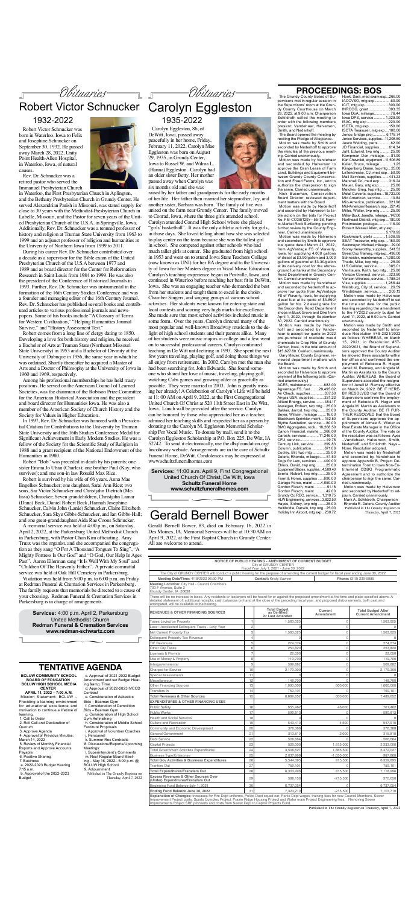*Obituaries*

# Robert Victor Schnucker

## 1932-2022

Robert Victor Schnucker was born in Waterloo, Iowa to Felix and Josephine Schnucker on September 30, 1932. He passed away March 28, 2022, Unity Point Health-Allen Hospital, in Waterloo, Iowa, of natural causes.

Rev. Dr. Schnucker was a retired pastor who served the Immanuel Presbyterian Church in Waterloo, the First Presbyterian Church in Aplington, and the Bethany Presbyterian Church in Grundy Center. He served Alexandrian Parish in Missouri, was stated supply for close to 30 years with the Methodist-Presbyterian Church in Labelle, Missouri, and the Pastor for seven years of the United Presbyterian Church of the U.S.A. in Springville, Iowa. Additionally, Rev. Dr. Schnucker was a tenured professor of history and religion at Truman State University from 1963 to 1999 and an adjunct professor of religion and humanities at the University of Northern Iowa from 1999 to 2011.

During his career Rev. Dr. Schnucker contributed over a decade as a supervisor for the Bible exam of the United Presbyterian Church of the U.S.A between 1977 and 1989 and as board director for the Center for Reformation Research in Saint Louis from 1984 to 1999. He was also the president of the Conference of Historical Journals in 1993. Further, Rev. Dr. Schnucker was instrumental in the formation of the 16th Century Studies Conference and was a founder and managing editor of the 16th Century Journal. Rev. Dr. Schnucker has published several books and contributed articles to various professional journals and newspapers. Some of his books include "A Glossary of Terms for Western Civilization," "Helping Humanities Journal Survive," and "History Assessment Test."

Robert comes from a long line of clergy dating to 1850. Developing a love for both history and religion, he received a Bachelor of Arts at Truman State (formerly Northeast Missouri State University) in 1953 and a Bachelor of Divinity at the University of Dubuque in 1956, the same year in which he was ordained. Shortly thereafter he acquired a Master of Arts and a Doctor of Philosophy at the University of Iowa in 1960 and 1969, respectively.

Among his professional memberships he has held many positions. He served on the American Council of Learned Societies, was the chairman of the Robison Prize Committee for the American Historical Association and the president and board director for Humanities Iowa. He was also a member of the American Society of Church History and the Society for Values in Higher Education.

In 1997, Rev. Dr. Schnucker was honored with a Presidential Citation for Contributions to the University by Truman State University and the 16th Studies Conference Medal for Significant Achievement in Early Modern Studies. He was a fellow of the Society for the Scientific Study of Religion in 1988 and a grant recipient of the National Endowment of the Humanities in 1980.

Robert "Bob" was preceded in death by his parents; one sister Emma Jo Uban (Charles); one brother Paul (Kay, who survives); and one son-in-law Ronald Max Rice.

Robert is survived by his wife of 66 years, Anna Mae Engelkes Schnucker; one daughter, Sarai Ann Rice; two sons, Sar Victor Schnucker and Christjahn Dietrich (Melissa) Schnucker; Seven grandchildren, Christjahn Lamar (Dana) Beck, Daniel Robert Beck, Hannah Josephine Schnucker, Calvin John (Lanie) Schnucker, Claire Elizabeth Schnucker, Sara Skye Gibbs-Schnucker, and Ian Gibbs-Hall; and one great-granddaughter Aida Rae Coons Schnucker.

A memorial service was held at 4:00 p.m., on Saturday, April 2, 2022, at the Parkersburg United Methodist Church in Parkersburg, with Pastor Chan Kim officiating. Amy Truax was the organist, and she accompanied the congregation as they sang "O For A Thousand Tongues To Sing", "A Mighty Fortress Is Our God" and "O God, Our Help In Ages Past". Aaron Ellerman sang "It Is Well With My Soul" and "Children Of The Heavenly Father". A private committal service was held at Oak Hill Cemetery in Parkersburg.

Visitation was held from 5:00 p.m. to 6:00 p.m. on Friday at Redman Funeral & Cremation Services in Parkersburg. The family requests that memorials be directed to a cause of your choosing. Redman Funeral & Cremation Services in Parkersburg is in charge of arrangements.

**Services:** 4:00 p.m. April 2, Parkersburg United Methodist Church
**Redman Funeral & Cremation Services**
**www.redman-schwartz.com**

*Obituaries*

# Carolyn Eggleston

## 1935-2022

Carolyn Eggleston, 86, of DeWitt, Iowa, passed away peacefully in her home, Friday, February 11, 2022. Carolyn Mae Eggleston was born on August 29, 1935, in Grundy Center, Iowa to Russel W. and Wilma L. (Hanna) Eggleston. Carolyn had an older sister Betty. Her mother passed away when Carolyn was six months old and she was raised by her father and grandparents for the early months of her life. Her father then married her stepmother, Joy, and another sister, Barbara was born. The family of five was united on the farm near Grundy Center. The family moved to Conrad, Iowa, where the three girls attended school. Carolyn attended Conrad High School where she played "girls' basketball". It was the only athletic activity for girls, in those days. She loved telling about how she was selected to play center on the team because she was the tallest girl in school. She competed against other schools who had much taller girls at center. She graduated from high school in 1953 and went on to attend Iowa State Teachers College (now known as UNI) for her BA degree and to the University of Iowa for her Masters degree in Vocal Music Education. Carolyn's teaching experience began in Postville, Iowa, and continued in Waterloo before reaching her best fit in DeWitt, Iowa. She was an engaging teacher who demanded the best from her students and taught them to excel in the choirs, Chamber Singers, and singing groups at various school activities. Her students were known for entering state and local contests and scoring very high marks for excellence. She made sure that most school activities included music in some form. Over the years, Carolyn directed many of the most popular and well-known Broadway musicals to the delight of high school students and their parents alike. Many of her students were music majors in college and a few went on to successful professional careers. Carolyn continued teaching in De Witt until retiring in 1993. She spent the next few years traveling, playing golf, and doing those things we all enjoy from retirement. In 2002, Carolyn met the man she had been searching for, John Edwards. She found someone who shared her love of music, traveling, playing golf, watching Cubs games and growing older as gracefully as possible. They were married in 2003. John is greatly missing her already! A Celebration of Carolyn's Life will be held at 11:00 AM on April 9, 2022, at the First Congregational United Church Of Christ at 520 11th Street East in De Witt, Iowa. Lunch will be provided after the service. Carolyn can be honored by those who appreciated her as a teacher, admired her teaching skills and respected her as a person by donating to the Carolyn M. Eggleston Memorial Scholarship For Vocal Music. To donate by mail, send it to the Carolyn Eggleston Scholarship at P.O. Box 225, De Witt, IA 52742. To send it electronically, use the dbqfoundation.org/lincolnway website. Arrangements are in the care of Schultz Funeral Home, DeWitt. Condolences may be expressed at www.schultzfuneralhomes.com

**Services:** 11:00 a.m. April 9, First Congregational United Church Of Christ, De Witt, Iowa
**Schultz Funeral Home**
**www.schultzfuneralhomes.com**

# Gerald Bernell Bower

Gerald Bernell Bower, 83, died on February 16, 2022 in Des Moines, IA. Memorial Services will be at 10:30 AM on April 9, 2022, at the First Baptist Church in Grundy Center. All are welcome to attend.

# TENTATIVE AGENDA

**BCLUW COMMUNITY SCHOOL BOARD OF EDUCATION BCLUW HIGH SCHOOL MEDIA CENTER**
**APRIL 11, 2022 – 7:00 A.M.**

Mission Statement: BCLUW – Providing a learning environment for educational excellence and motivation to continue a lifetime of learning.

1. Call to Order
2. Roll Call and Declaration of Quorum
3. Approve Agenda
4. Approval of Previous Minutes: March 14, 2022
5. Review of Monthly Financial Reports and Approve Accounts Payable
6. Positive Sharing
7. Business
   a. 2022-2023 Budget Hearing 7:15 a.m.
   b. Approval of the 2022-2023 Budget
   c. Approval of 2021-2022 Budget Amendment and set Budget Hearing & amp; Time
   d. Approval of 2022-2023 IVCCD Contract
   e. Consideration of Asbestos Bids – Beaman Gym
   f. Consideration of Demolition Bids – Beaman Gym
   g. Consideration of High School Gym Refinishing
   h. Consideration of Middle School Furniture Proposals
   i. Approval of Volunteer Coaches
   j. Personnel
   k. Summer Rec Contracts
8. Discussions/Reports/Upcoming Meetings:
   l. Superintendent's Comments
   m. Next Regular Board Meeting – May 16, 2022– 5:00 p.m. @ BCLUW High School
9. Adjournment

*Published in The Grundy Register on Thursday, April 7, 2022*

# PROCEEDINGS: BOS

The Grundy County Board of Supervisors met in regular session in the Supervisors' room at the Grundy County Courthouse on March 28, 2022, at 9:00 a.m. Chairperson Schildroth called the meeting to order with the following members present: Vandehaar, Halverson, Smith, and Nederhoff.

The Board opened the meeting by reciting the Pledge of Allegiance.

Motion was made by Smith and seconded by Nederhoff to approve the minutes of the previous meeting. Carried unanimously.

Motion was made by Vandehaar and seconded by Halverson to approve the Cash Lease of Farm Land, Buildings and Equipment between Grundy County Conservation and Freed Farms, Inc., and to authorize the chairperson to sign the same. Carried unanimously.

Nick Buseman, Conservation Board Director, reviewed department matters with the Board.

Motion was made by Nederhoff and seconded by Halverson to table action on the bids for Project No. FM-C038(129)—55-38, Farm-to-Market Rock Surfacing, pending further review by the County Engineer. Carried unanimously.

Motion was made by Halverson and seconded by Smith to approve low quote dated March 21, 2022, from AgVantage FS of Waverly, Iowa, for supplying 4,000 gallons of diesel at \$3.90/gallon and 3,000 gallons of gasohol at \$3.30/gallon at the delivery cost for the above ground fuel tanks at the Secondary Road Department in Grundy Center. Carried unanimously.

Motion was made by Vandehaar and seconded by Nederhoff to approve low quote from AgVantage FS of Waverly, Iowa, for supplying diesel fuel at quote of \$3.899/gallon for No. 2 diesel grade for the Secondary Road Department sheds in Hook Grove and Dike from April 1, 2022, through September 30, 2022. Carried unanimously.

Motion was made by Nederhoff and seconded by Vandehaar to accept low quote on 2022 pre-purchase of roadside weed chemicals to Crop Rite of Grundy Center, Iowa, in the total amount of \$15,627.60. Carried unanimously.

Gary Mauer, County Engineer, reviewed department matters with the Board.

Motion was made by Smith and seconded by Halverson to approve payment of the following bills: (Carried unanimously)

ACES, maintenance ..........683.00
Agvantage FS, fuel ........29,495.02
Air Check, supplies ..........337.50
Airgas USA, supplies ........231.22
Alliant Energy, service ........484.67
Aswegan, Robert, twp mtg ....25.00
Bakker, Jarrod, twp mtg ......25.00
Beyer, William, mileage ........16.00
Blackhawk Sprinkler, maint....162.50
Blythe Sanitation, service ......80.00
BMC Aggregates, rock ....18,268.50
Canon Financial, mainte.....366.09
Carosh, services..............11,246.00
CFU, service ......................49.75
Century Link, service..........299.83
Column, publication ...........871.08
Cooley, Bill, twp mtg ...........25.00
Deters, Rhonda, mileage.......81.50
Dogs for Law, services ........400.00
Ehlers, David, twp mtg..........25.00
Equipment Blades, supplies..4,589.40
Everts, Robert, twp mtg ........25.00
Farm & Home, supplies .......699.00
Garage Force, maint...........4,050.00
Gordon Flesch, maint............51.18
Gordon Flesch, maint............42.00
Grundy Co REC, service....1,310.75
HLW Engineering, services...3,822.50
Hayes, Sidney, twp mtg ........25.00
Hellbridle, Darwin, twp mtg ...25.00
Holiday Inn Airport, mtg exp...230.72
Hook, Sara, med exam exp...266.00
IACCVSO, mtg exp...............60.00
ICIT, mtg exp......................300.00
INRCOG, grant...................393.36
Iowa DoA, mileage................76.44
Iowa DPS, service ............1,329.00
ISAC, mtg exp......................220.00
ISCTA, mtg exp....................150.00
ISCTA Treasurer, mtg exp ...100.00
Jenco, bridge proj..............6,178.74
Jerico Services, supplies...11,208.50
Jesco Welding, parts .............82.00
JD Financial, supplies ..........614.34
Juhl, Edward, twp mtg ..........25.00
Kampman, Don, mileage.......81.00
Karl Chevrolet, equipment...11,506.89
Keller, Bruce, mileage..............1.25
Klingenborg, Darien, twp mtg ...25.00
LaTendresse, CJ, med exp ....50.00
Mail Services, supplies .......441.23
Marshall Co, med exp ..........316.24
Mauer, Gary, mtg exp...........25.00
Melcher, Greg, twp mtg .........25.00
Metal Culverts, supplies ...18,722.00
Mid American, service ..........10.84
Mid-America, publication......321.96
Mid-American Research, sup...221.45
Miller, Walter, twp mtg ...........25.00
Miller-Buck, Janette, mileage...147.00
Northeast District, mtg exp....180.00
Postmaster, postage ............116.00
Rickert Wessel Allen, atty exp.......
.........................................5,170.95
Rodemann, parts ..............1,536.95
SEAT Treasurer, mtg exp.....150.00
Steinmeyer, Michael, mileage ....29.00
Storey Kenworthy, supplies.....541.53
Street Cop Training, mtg exp....498.00
Schneider, maintenance ...1,080.00
Tiedje, Mike, twp mtg ...........25.00
U S Cellular, service ...........385.01
VanHauen, Keith, twp mtg ......25.00
Verizon Connect, service ......323.80
Verizon Wireless, service....1,768.24
Visa, supplies...................1,286.44
Wellsburg, City of, service ......29.59
Windstream, service .............205.13

Motion was made by Halverson and seconded by Nederhoff to set the time and date for the public hearing regarding the amendment to the FY2022 county budget for April 11, 2022, at 9:00 a.m. Carried unanimously.

Motion was made by Smith and seconded by Nederhoff to introduce Resolution #48-2021/2022 as follows: WHEREAS, on March 15, 2021, in Resolution #57-2020/2021, the Board of Supervisors approved the County Auditor be allowed three assistants within her office and confirmed the employment of Rebecca R. Hager, Janell M. Ramsey, and Angela M. Martin as Assistants to the County Auditor. WHEREAS, the Board of Supervisors accepted the resignation of Janell M. Ramsey effective on March 24, 2022. BE IT HEREBY RESOLVED that the Board of Supervisors confirms the employment of Rebecca R. Hager and Angela M. Martin as Assistants to the County Auditor. BE IT FURTHER RESOLVED that the Board of Supervisors approves the appointment of Aimee S. Winter as Real Estate Manager in the Office of the County Auditor. The vote on the resolution was as follows: Ayes –Vandehaar, Halverson, Smith, Nederhoff, and Schildroth. Nays – None. Resolution adopted.

Motion was made by Nederhoff and seconded by Vandehaar to approve Appendix B, Project Determination Form to Iowa Non-Entitlement CDBG Programmatic Agreement and to authorize the chairperson to sign the same. Carried unanimously.

Motion was made by Halverson and seconded by Nederhoff to adjourn. Carried unanimously.

Mark A. Schildroth, Chairperson
Rhonda R. Deters, County Auditor

*Published in the Grundy Register on Thursday, April 7, 2022*

**NOTICE OF PUBLIC HEARING - AMENDMENT OF CURRENT BUDGET**
City of GRUNDY CENTER
Fiscal Year July 1, 2021 - June 30, 2022

The City of GRUNDY CENTER will conduct a public hearing for the purpose of amending the current budget for fiscal year ending June 30, 2022

| Meeting Date/Time: 4/18/2022 06:30 PM | Contact: Kristy Sawyer | Phone: (319) 239-5885 |
|---|---|---|

**Meeting Location:** City Hall - Council Chambers
703 F Avenue, Suite 2
Grundy Center, IA 50638

There will be no increase in taxes. Any residents or taxpayers will be heard for or against the proposed amendment at the time and place specified above. A detailed statement of: additional receipts, cash balances on hand at the close of the preceding fiscal year, and proposed disbursements, both past and anticipated, will be available at the hearing.

| REVENUES & OTHER FINANCING SOURCES | | Total Budget as Certified or Last Amended | Current Amendment | Total Budget After Current Amendment |
|---|---|---|---|---|
| Taxes Levied on Property | 1 | 1,563,025 | 0 | 1,563,025 |
| Less: Uncollected Delinquent Taxes - Levy Year | 2 | 0 | 0 | 0 |
| Net Current Property Tax | 3 | 1,563,025 | 0 | 1,563,025 |
| Delinquent Property Tax Revenue | 4 | 0 | 0 | 0 |
| TIF Revenues | 5 | 274,074 | 0 | 274,074 |
| Other City Taxes | 6 | 253,820 | 0 | 253,820 |
| Licenses & Permits | 7 | 22,050 | 0 | 22,050 |
| Use of Money & Property | 8 | 119,700 | 0 | 119,700 |
| Intergovernmental | 9 | 369,662 | 0 | 369,662 |
| Charges for Service | 10 | 2,179,300 | 0 | 2,179,300 |
| Special Assessments | 11 | 0 | 0 | 0 |
| Miscellaneous | 12 | 148,700 | 0 | 148,700 |
| Other Financing Sources | 13 | 1,000,000 | 600,000 | 1,600,000 |
| Transfers In | 14 | 759,101 | 0 | 759,101 |
| **Total Revenues & Other Sources** | 15 | 6,889,652 | 600,000 | 7,489,652 |
| **EXPENDITURES & OTHER FINANCING USES** | | | | |
| Public Safety | 16 | 655,462 | 46,000 | 701,462 |
| Public Works | 17 | 590,813 | 0 | 590,813 |
| Health and Social Services | 18 | 0 | 0 | 0 |
| Culture and Recreation | 19 | 543,410 | 4,500 | 547,910 |
| Community and Economic Development | 20 | 376,368 | 0 | 376,368 |
| General Government | 21 | 313,810 | 2,000 | 315,810 |
| Debt Service | 22 | 506,664 | 0 | 506,664 |
| Capital Projects | 23 | 520,000 | 1,813,000 | 2,333,000 |
| Total Government Activities Expenditures | 24 | 3,506,527 | 1,865,500 | 5,372,027 |
| Business Type/Enterprise | 25 | 2,037,868 | -1,050,000 | 987,868 |
| **Total Gov Activities & Business Expenditures** | 26 | 5,544,395 | 815,500 | 6,359,895 |
| Transfers Out | 27 | 759,101 | 0 | 759,101 |
| **Total Expenditures/Transfers Out** | 28 | 6,303,496 | 815,500 | 7,118,996 |
| **Excess Revenues & Other Sources Over (Under) Expenditures/Transfers Out** | 29 | 586,156 | -215,500 | 370,656 |
| Beginning Fund Balance July 1, 2021 | 30 | 6,737,054 | 0 | 6,737,054 |
| **Ending Fund Balance June 30, 2022** | 31 | 7,323,210 | -215,500 | 7,107,710 |

**Explanation of Changes:** Increases for Fire Dept uniforms, Police Dept squad car, Parks Dept wages, training fees for new Council Members, Sewer Improvement Project costs, Sports Complex Project, Prairie Ridge Housing Project and Water main Project Engineering fees. Removing Sewer Improvements Project SRF proceeds and costs from Sewer Dept to Capital Projects Fund.

*Published in The Grundy Register on Thursday, April 7, 2022*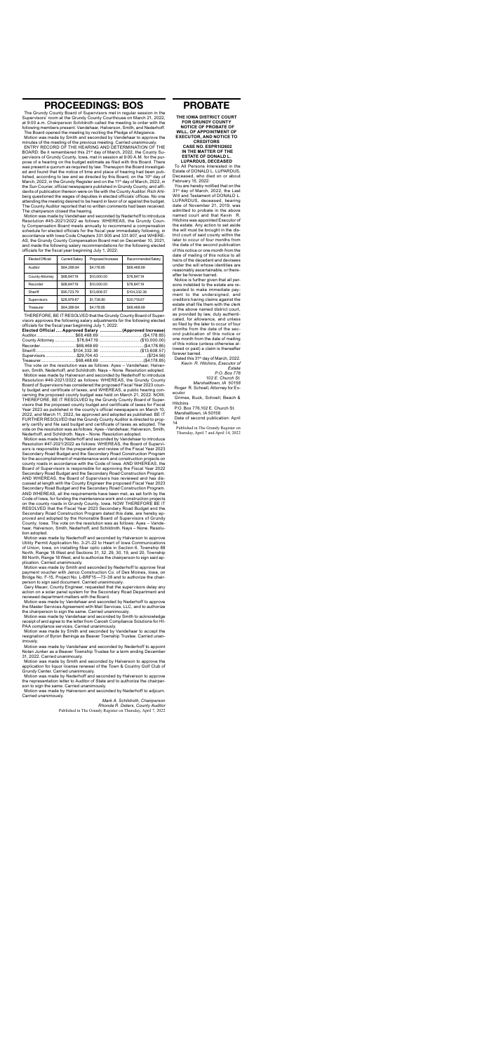# PROCEEDINGS: BOS

The Grundy County Board of Supervisors met in regular session in the Supervisors' room at the Grundy County Courthouse on March 21, 2022, at 9:00 a.m. Chairperson Schildroth called the meeting to order with the following members present: Vandehaar, Halverson, Smith, and Nederhoff.

The Board opened the meeting by reciting the Pledge of Allegiance.

Motion was made by Smith and seconded by Vandehaar to approve the minutes of the meeting of the previous meeting. Carried unanimously.

ENTRY RECORD OF THE HEARING AND DETERMINATION OF THE BOARD: Be it remembered this 21st day of March, 2022, the County Supervisors of Grundy County, Iowa, met in session at 9:00 A.M. for the purpose of a hearing on the budget estimate as filed with this Board. There was present a quorum as required by law. Thereupon the Board investigated and found that the notice of time and place of hearing had been published, according to law and as directed by this Board, on the 10th day of March, 2022, in the Grundy Register and on the 11th day of March, 2022, in the Sun Courier, official newspapers published in Grundy County, and affidavits of publication thereon were on file with the County Auditor. Rich Ahlberg questioned the wages of deputies in elected officials' offices. No one attending the meeting desired to be heard in favor of or against the budget. The County Auditor reported that no written comments had been received. The chairperson closed the hearing.

Motion was made by Vandehaar and seconded by Nederhoff to introduce Resolution #45-2021/2022 as follows: WHEREAS, the Grundy County Compensation Board meets annually to recommend a compensation schedule for elected officials for the fiscal year immediately following, in accordance with Iowa Code Chapters 331.905 and 331.907, and WHEREAS, the Grundy County Compensation Board met on December 10, 2021, and made the following salary recommendations for the following elected officials for the fiscal year beginning July 1, 2022:

| Elected Official | Current Salary | Proposed Increase | Recommended Salary |
|---|---|---|---|
| Auditor | $64,289.84 | $4,178.85 | $68,468.69 |
| County Attorney | $68,847.19 | $10,000.00 | $78,847.19 |
| Recorder | $68,847.19 | $10,000.00 | $78,847.19 |
| Sheriff | $90,723.79 | $13,608.57 | $104,332.36 |
| Supervisors | $28,979.87 | $1,738.80 | $30,718.67 |
| Treasurer | $64,289.84 | $4,178.85 | $68,468.69 |

THEREFORE, BE IT RESOLVED that the Grundy County Board of Supervisors approves the following salary adjustments for the following elected officials for the fiscal year beginning July 1, 2022:

**Elected Official .....Approved Salary .................(Approved Increase)**
Auditor....................$68,468.69 ................................($4,178.85)
County Attorney.................$78,847.19 ................................($10,000.00)
Recorder....................$68,468.69 ................................($4,178.85)
Sheriff....................$104,332.36 ................................($13,608.57)
Supervisors....................$29,704.43 ................................($724.56)
Treasurer....................$68,468.69 ................................($4,178.85)

The vote on the resolution was as follows: Ayes – Vandehaar, Halverson, Smith, Nederhoff, and Schildroth. Nays – None. Resolution adopted.

Motion was made by Halverson and seconded by Nederhoff to introduce Resolution #46-2021/2022 as follows: WHEREAS, the Grundy County Board of Supervisors has considered the proposed Fiscal Year 2023 county budget and certificate of taxes, and WHEREAS, a public hearing concerning the proposed county budget was held on March 21, 2022. NOW, THEREFORE, BE IT RESOLVED by the Grundy County Board of Supervisors that the proposed county budget and certificate of taxes for Fiscal Year 2023 as published in the county's official newspapers on March 10, 2022, and March 11, 2022, be approved and adopted as published. BE IT FURTHER RESOLVED that the Grundy County Auditor is directed to properly certify and file said budget and certificate of taxes as adopted. The vote on the resolution was as follows: Ayes – Vandehaar, Halverson, Smith, Nederhoff, and Schildroth. Nays – None. Resolution adopted.

Motion was made by Nederhoff and seconded by Vandehaar to introduce Resolution #47-2021/2022 as follows: WHEREAS, the Board of Supervisors is responsible for the preparation and review of the Fiscal Year 2023 Secondary Road Budget and the Secondary Road Construction Program for the accomplishment of maintenance work and construction projects on county roads in accordance with the Code of Iowa. AND WHEREAS, the Board of Supervisors is responsible for approving the Fiscal Year 2022 Secondary Road Budget and the Secondary Road Construction Program. AND WHEREAS, the Board of Supervisors has reviewed and has discussed at length with the County Engineer the proposed Fiscal Year 2023 Secondary Road Budget and the Secondary Road Construction Program. AND WHEREAS, all the requirements have been met, as set forth by the Code of Iowa, for funding the maintenance work and construction projects on the county roads in Grundy County, Iowa. NOW THEREFORE BE IT RESOLVED that the Fiscal Year 2023 Secondary Road Budget and the Secondary Road Construction Program dated this date, are hereby approved and adopted by the Honorable Board of Supervisors of Grundy County, Iowa. The vote on the resolution was as follows: Ayes – Vandehaar, Halverson, Smith, Nederhoff, and Schildroth. Nays – None. Resolution adopted.

Motion was made by Nederhoff and seconded by Halverson to approve Utility Permit Application No. 3-21-22 to Heart of Iowa Communications of Union, Iowa, on installing fiber optic cable in Section 6, Township 88 North, Range 18 West and Sections 31, 32, 29, 30, 19, and 20, Township 89 North, Range 18 West, and to authorize the chairperson to sign said application. Carried unanimously.

Motion was made by Smith and seconded by Nederhoff to approve final payment voucher with Jenco Construction Co. of Des Moines, Iowa, on Bridge No. F-15, Project No. L-BRF15—73-38 and to authorize the chairperson to sign said document. Carried unanimously.

Gary Mauer, County Engineer, requested that the supervisors delay any action on a solar panel system for the Secondary Road Department and reviewed department matters with the Board.

Motion was made by Vandehaar and seconded by Nederhoff to approve the Master Services Agreement with Mail Services, LLC, and to authorize the chairperson to sign the same. Carried unanimously.

Motion was made by Vandehaar and seconded by Smith to acknowledge receipt of and agree to the letter from Carosh Compliance Solutions for HIPAA compliance services. Carried unanimously.

Motion was made by Smith and seconded by Vandehaar to accept the resignation of Byron Beninga as Beaver Township Trustee. Carried unanimously.

Motion was made by Vandehaar and seconded by Nederhoff to appoint Nolan Junker as a Beaver Township Trustee for a term ending December 31, 2022. Carried unanimously.

Motion was made by Smith and seconded by Halverson to approve the application for liquor license renewal of the Town & Country Golf Club of Grundy Center. Carried unanimously.

Motion was made by Nederhoff and seconded by Halverson to approve the representation letter to Auditor of State and to authorize the chairperson to sign the same. Carried unanimously.

Motion was made by Halverson and seconded by Nederhoff to adjourn. Carried unanimously.

*Mark A. Schildroth, Chairperson*
*Rhonda R. Deters, County Auditor*

Published in The Grundy Register on Thursday, April 7, 2022

# PROBATE

**THE IOWA DISTRICT COURT FOR GRUNDY COUNTY NOTICE OF PROBATE OF WILL, OF APPOINTMENT OF EXECUTOR, AND NOTICE TO CREDITORS**
**CASE NO. ESPR102602**
**IN THE MATTER OF THE ESTATE OF DONALD L. LUPARDUS, DECEASED**

To All Persons Interested in the Estate of DONALD L. LUPARDUS, Deceased, who died on or about February 15, 2022:

You are hereby notified that on the 31st day of March, 2022, the Last Will and Testament of DONALD L. LUPARDUS, deceased, bearing date of November 21, 2019, was admitted to probate in the above named court and that Kevin R. Hitchins was appointed Executor of the estate. Any action to set aside the will must be brought in the district court of said county within the later to occur of four months from the date of the second publication of this notice or one month from the date of mailing of this notice to all heirs of the decedent and devisees under the will whose identities are reasonably ascertainable, or thereafter be forever barred.

Notice is further given that all persons indebted to the estate are requested to make immediate payment to the undersigned, and creditors having claims against the estate shall file them with the clerk of the above named district court, as provided by law, duly authenticated, for allowance, and unless so filed by the later to occur of four months from the date of the second publication of this notice or one month from the date of mailing of this notice (unless otherwise allowed or paid) a claim is thereafter forever barred.

Dated this 31st day of March, 2022.

*Kevin R. Hitchins, Executor of Estate*
*P.O. Box 776*
*102 E. Church St.*
*Marshalltown, IA 50158*

Roger R. Schoell, Attorney for Executor
Grimes, Buck, Schoell, Beach & Hitchins
P.O. Box 776,102 E. Church St.
Marshalltown, IA 50158
Date of second publication: April 14

Published in The Grundy Register on Thursday, April 7 and April 14, 2022